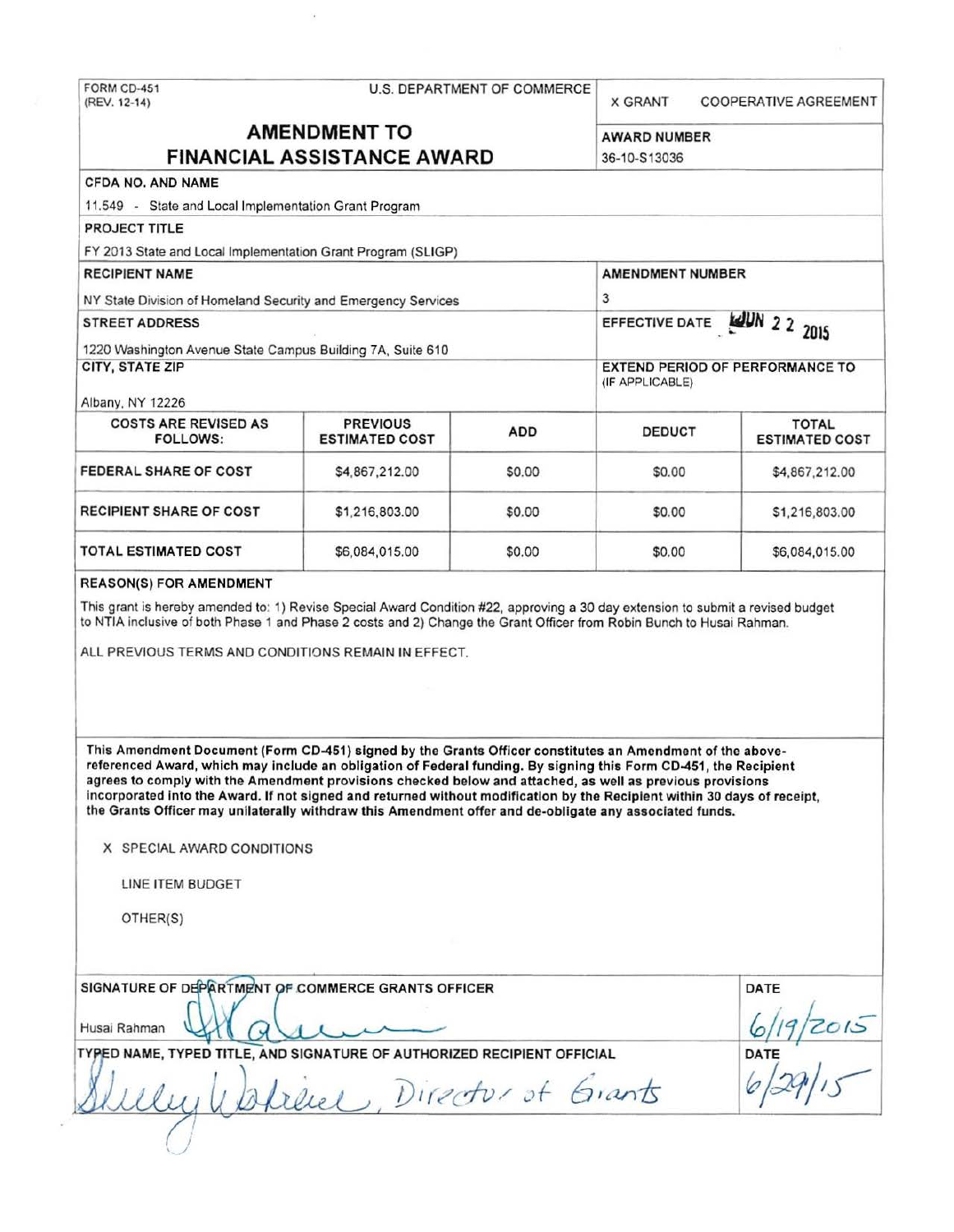FORM CD-451
(REV. 12-14)

U.S. DEPARTMENT OF COMMERCE

X GRANT    COOPERATIVE AGREEMENT

# AMENDMENT TO FINANCIAL ASSISTANCE AWARD

**AWARD NUMBER**
36-10-S13036

**CFDA NO. AND NAME**
11.549 - State and Local Implementation Grant Program

**PROJECT TITLE**
FY 2013 State and Local Implementation Grant Program (SLIGP)

**RECIPIENT NAME**
NY State Division of Homeland Security and Emergency Services

**AMENDMENT NUMBER**
3

**STREET ADDRESS**
1220 Washington Avenue State Campus Building 7A, Suite 610

**EFFECTIVE DATE** JUN 22 2015

**CITY, STATE ZIP**
Albany, NY 12226

**EXTEND PERIOD OF PERFORMANCE TO (IF APPLICABLE)**

| COSTS ARE REVISED AS FOLLOWS: | PREVIOUS ESTIMATED COST | ADD | DEDUCT | TOTAL ESTIMATED COST |
|---|---|---|---|---|
| FEDERAL SHARE OF COST | $4,867,212.00 | $0.00 | $0.00 | $4,867,212.00 |
| RECIPIENT SHARE OF COST | $1,216,803.00 | $0.00 | $0.00 | $1,216,803.00 |
| TOTAL ESTIMATED COST | $6,084,015.00 | $0.00 | $0.00 | $6,084,015.00 |

**REASON(S) FOR AMENDMENT**

This grant is hereby amended to: 1) Revise Special Award Condition #22, approving a 30 day extension to submit a revised budget to NTIA inclusive of both Phase 1 and Phase 2 costs and 2) Change the Grant Officer from Robin Bunch to Husai Rahman.

ALL PREVIOUS TERMS AND CONDITIONS REMAIN IN EFFECT.

**This Amendment Document (Form CD-451) signed by the Grants Officer constitutes an Amendment of the above-referenced Award, which may include an obligation of Federal funding. By signing this Form CD-451, the Recipient agrees to comply with the Amendment provisions checked below and attached, as well as previous provisions incorporated into the Award. If not signed and returned without modification by the Recipient within 30 days of receipt, the Grants Officer may unilaterally withdraw this Amendment offer and de-obligate any associated funds.**

X SPECIAL AWARD CONDITIONS

LINE ITEM BUDGET

OTHER(S)

**SIGNATURE OF DEPARTMENT OF COMMERCE GRANTS OFFICER**
Husai Rahman

**DATE**
6/19/2015

**TYPED NAME, TYPED TITLE, AND SIGNATURE OF AUTHORIZED RECIPIENT OFFICIAL**
Shelley Wahrlich, Director of Grants

**DATE**
6/29/15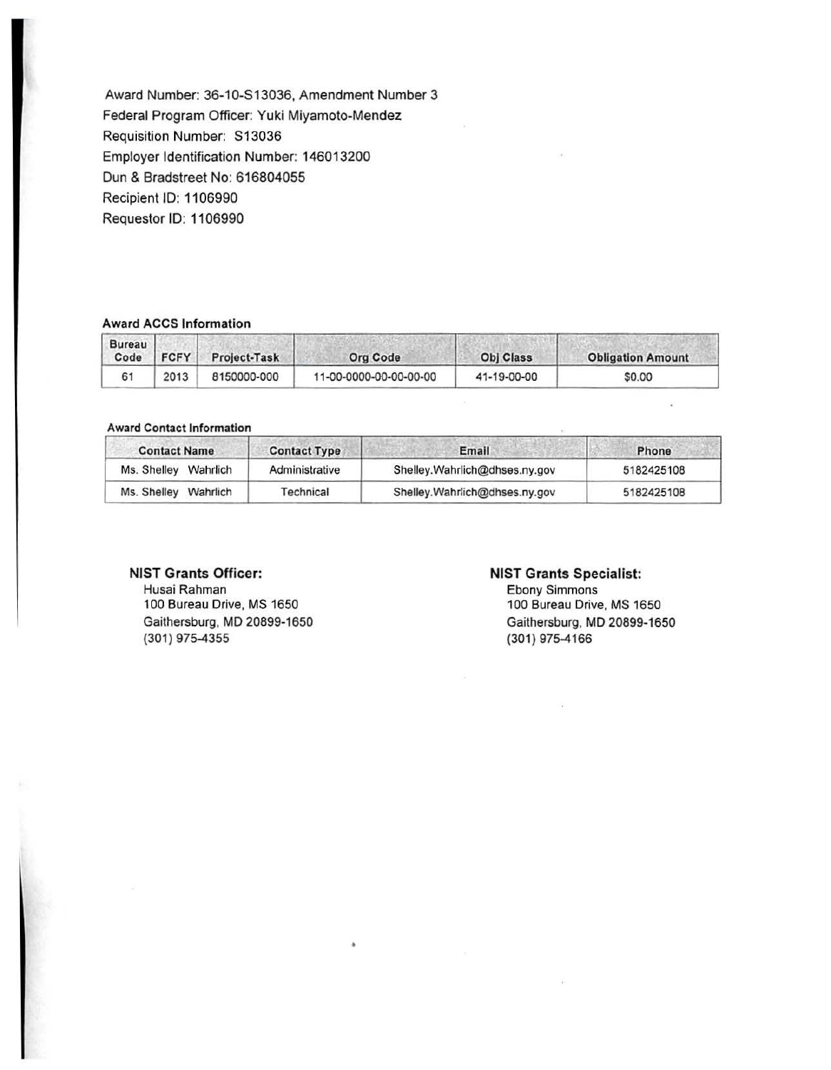Award Number: 36-10-S13036, Amendment Number 3
Federal Program Officer: Yuki Miyamoto-Mendez
Requisition Number: S13036
Employer Identification Number: 146013200
Dun & Bradstreet No: 616804055
Recipient ID: 1106990
Requestor ID: 1106990

**Award ACCS Information**

| Bureau Code | FCFY | Project-Task | Org Code | Obj Class | Obligation Amount |
|---|---|---|---|---|---|
| 61 | 2013 | 8150000-000 | 11-00-0000-00-00-00-00 | 41-19-00-00 | $0.00 |

**Award Contact Information**

| Contact Name | Contact Type | Email | Phone |
|---|---|---|---|
| Ms. Shelley Wahrlich | Administrative | Shelley.Wahrlich@dhses.ny.gov | 5182425108 |
| Ms. Shelley Wahrlich | Technical | Shelley.Wahrlich@dhses.ny.gov | 5182425108 |

**NIST Grants Officer:**
Husai Rahman
100 Bureau Drive, MS 1650
Gaithersburg, MD 20899-1650
(301) 975-4355

**NIST Grants Specialist:**
Ebony Simmons
100 Bureau Drive, MS 1650
Gaithersburg, MD 20899-1650
(301) 975-4166